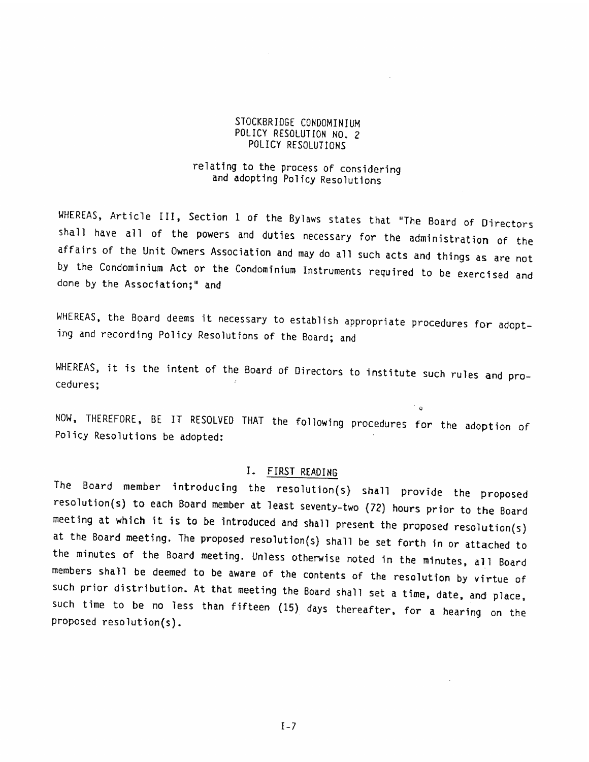# STOCKBRIDGE CONDOMINIUM
## POLICY RESOLUTION NO. 2
## POLICY RESOLUTIONS

relating to the process of considering and adopting Policy Resolutions

WHEREAS, Article III, Section 1 of the Bylaws states that "The Board of Directors shall have all of the powers and duties necessary for the administration of the affairs of the Unit Owners Association and may do all such acts and things as are not by the Condominium Act or the Condominium Instruments required to be exercised and done by the Association;" and

WHEREAS, the Board deems it necessary to establish appropriate procedures for adopting and recording Policy Resolutions of the Board; and

WHEREAS, it is the intent of the Board of Directors to institute such rules and procedures;

NOW, THEREFORE, BE IT RESOLVED THAT the following procedures for the adoption of Policy Resolutions be adopted:

### I. FIRST READING

The Board member introducing the resolution(s) shall provide the proposed resolution(s) to each Board member at least seventy-two (72) hours prior to the Board meeting at which it is to be introduced and shall present the proposed resolution(s) at the Board meeting. The proposed resolution(s) shall be set forth in or attached to the minutes of the Board meeting. Unless otherwise noted in the minutes, all Board members shall be deemed to be aware of the contents of the resolution by virtue of such prior distribution. At that meeting the Board shall set a time, date, and place, such time to be no less than fifteen (15) days thereafter, for a hearing on the proposed resolution(s).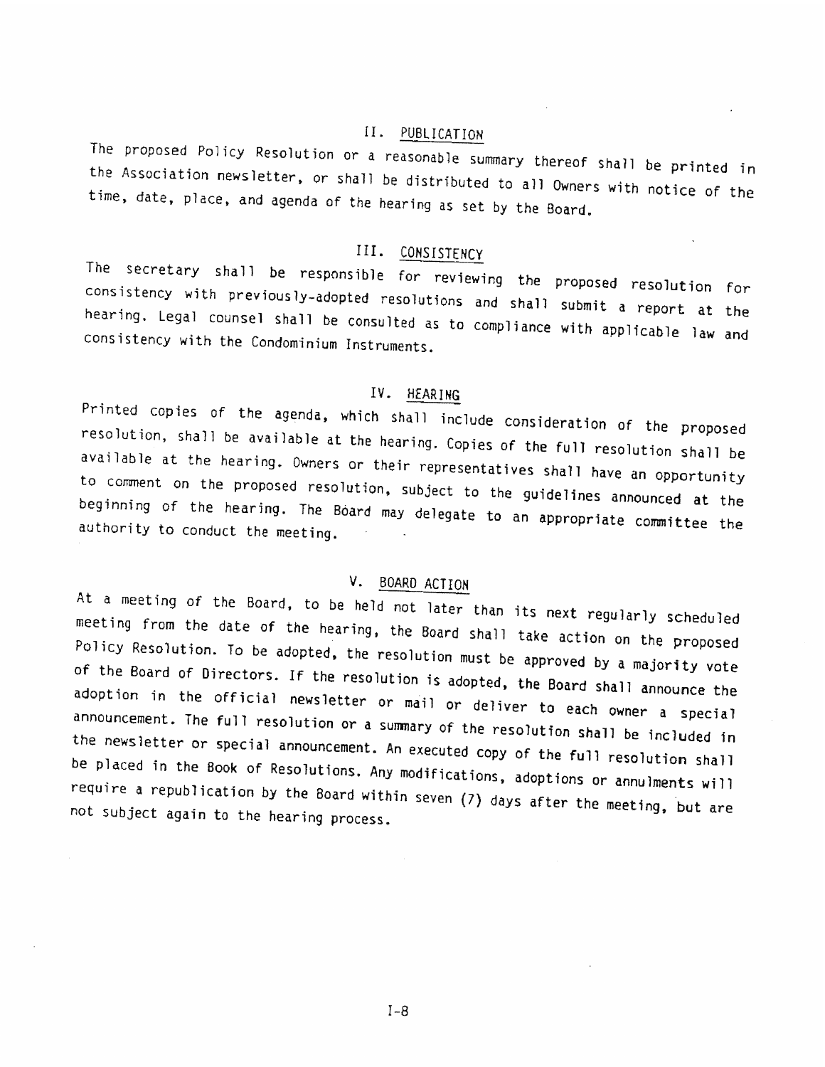## II. PUBLICATION

The proposed Policy Resolution or a reasonable summary thereof shall be printed in the Association newsletter, or shall be distributed to all Owners with notice of the time, date, place, and agenda of the hearing as set by the Board.

## III. CONSISTENCY

The secretary shall be responsible for reviewing the proposed resolution for consistency with previously-adopted resolutions and shall submit a report at the hearing. Legal counsel shall be consulted as to compliance with applicable law and consistency with the Condominium Instruments.

## IV. HEARING

Printed copies of the agenda, which shall include consideration of the proposed resolution, shall be available at the hearing. Copies of the full resolution shall be available at the hearing. Owners or their representatives shall have an opportunity to comment on the proposed resolution, subject to the guidelines announced at the beginning of the hearing. The Board may delegate to an appropriate committee the authority to conduct the meeting.

## V. BOARD ACTION

At a meeting of the Board, to be held not later than its next regularly scheduled meeting from the date of the hearing, the Board shall take action on the proposed Policy Resolution. To be adopted, the resolution must be approved by a majority vote of the Board of Directors. If the resolution is adopted, the Board shall announce the adoption in the official newsletter or mail or deliver to each owner a special announcement. The full resolution or a summary of the resolution shall be included in the newsletter or special announcement. An executed copy of the full resolution shall be placed in the Book of Resolutions. Any modifications, adoptions or annulments will require a republication by the Board within seven (7) days after the meeting, but are not subject again to the hearing process.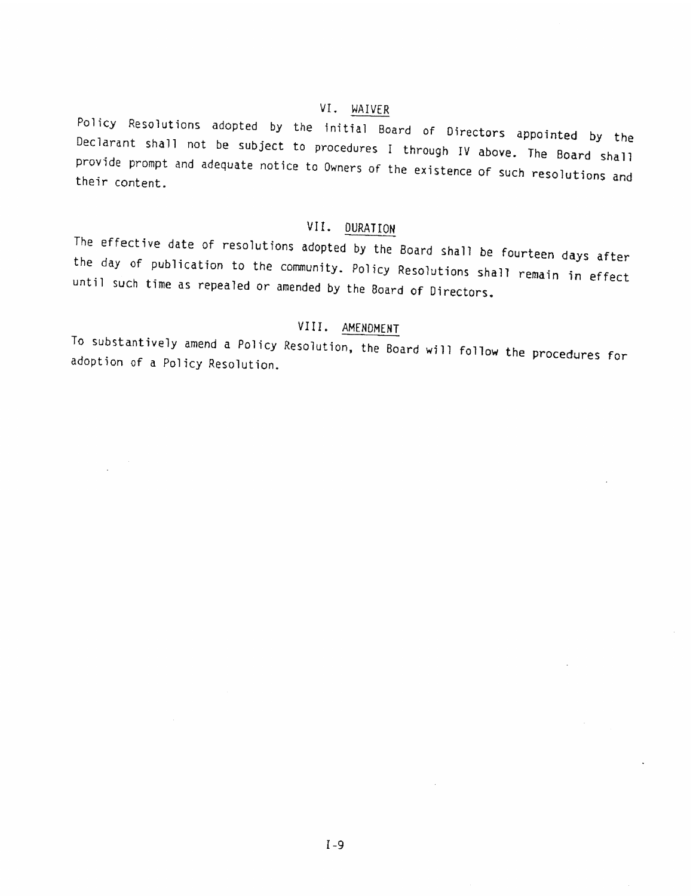## VI. WAIVER

Policy Resolutions adopted by the initial Board of Directors appointed by the Declarant shall not be subject to procedures I through IV above. The Board shall provide prompt and adequate notice to Owners of the existence of such resolutions and their content.

## VII. DURATION

The effective date of resolutions adopted by the Board shall be fourteen days after the day of publication to the community. Policy Resolutions shall remain in effect until such time as repealed or amended by the Board of Directors.

## VIII. AMENDMENT

To substantively amend a Policy Resolution, the Board will follow the procedures for adoption of a Policy Resolution.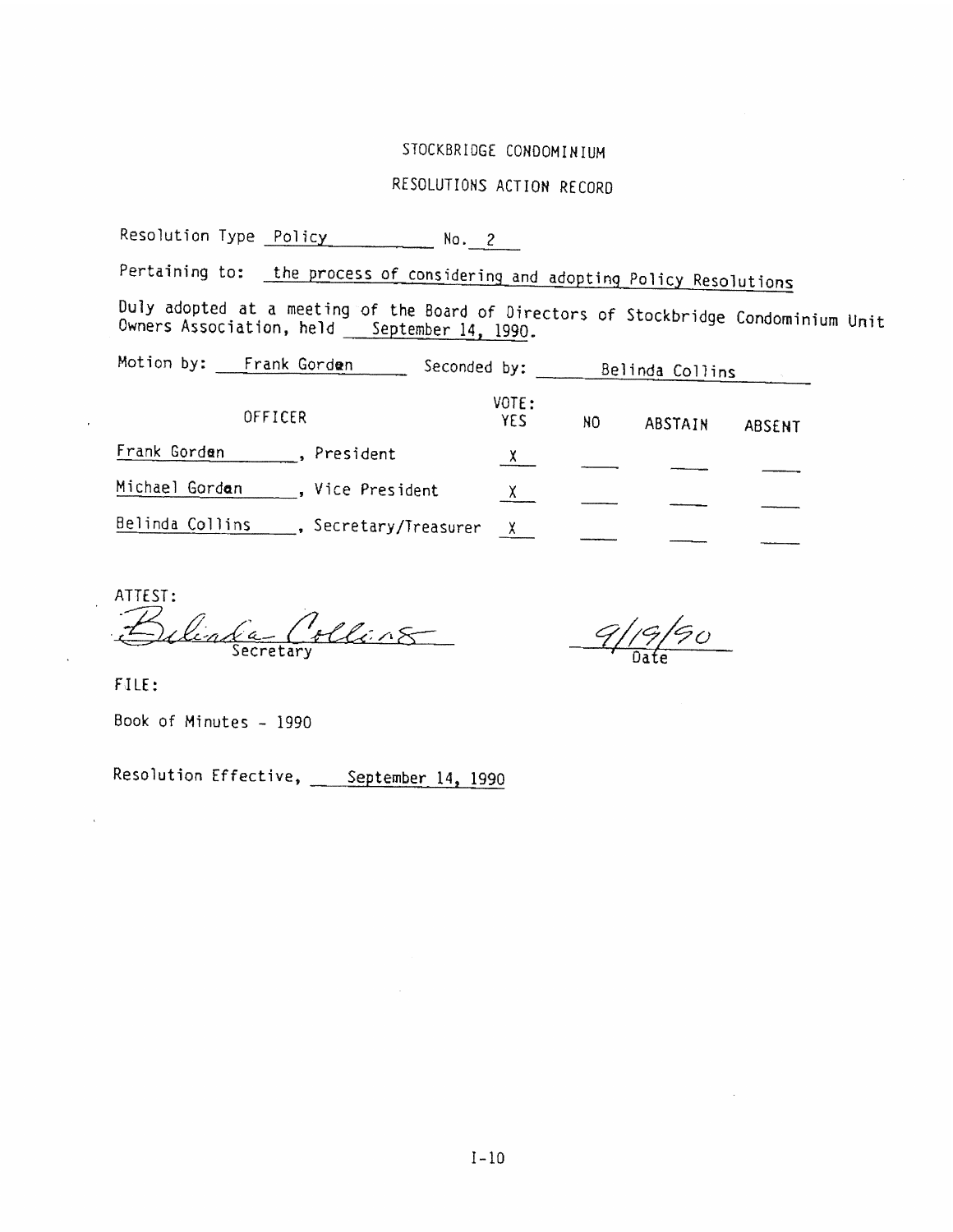STOCKBRIDGE CONDOMINIUM

RESOLUTIONS ACTION RECORD

Resolution Type Policy No. 2

Pertaining to: the process of considering and adopting Policy Resolutions

Duly adopted at a meeting of the Board of Directors of Stockbridge Condominium Unit Owners Association, held September 14, 1990.

Motion by: Frank Gordon Seconded by: Belinda Collins

| OFFICER | VOTE: YES | NO | ABSTAIN | ABSENT |
|---|---|---|---|---|
| Frank Gordon, President | X | | | |
| Michael Gordon, Vice President | X | | | |
| Belinda Collins, Secretary/Treasurer | X | | | |

ATTEST:

Belinda Collins
Secretary

9/19/90
Date

FILE:

Book of Minutes - 1990

Resolution Effective, September 14, 1990